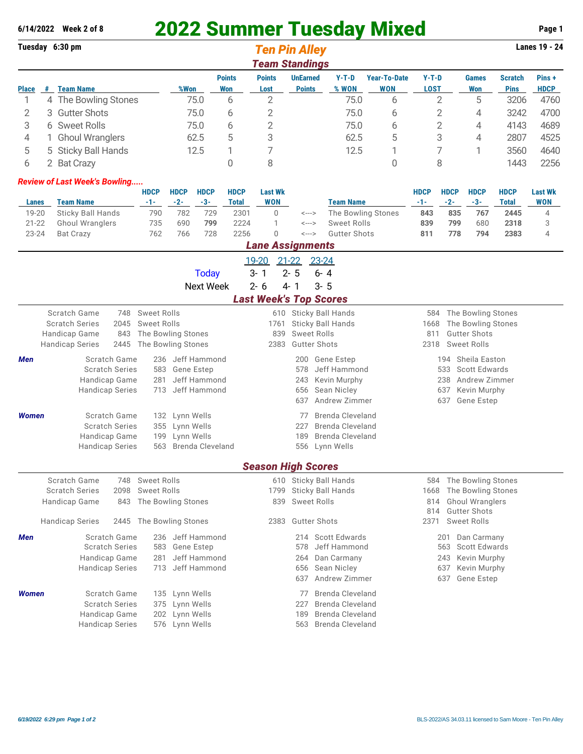6/14/2022 Week 2 of 8

# 2022 Summer Tuesday Mixed

Tuesday 6:30 pm

## Ten Pin Alley

Lanes 19 - 24

### Team Standings

| Place | # | Team Name | %Won | Points Won | Points Lost | UnEarned Points | Y-T-D % WON | Year-To-Date WON | Y-T-D LOST | Games Won | Scratch Pins | Pins + HDCP |
|---|---|---|---|---|---|---|---|---|---|---|---|---|
| 1 | 4 | The Bowling Stones | 75.0 | 6 | 2 | | 75.0 | 6 | 2 | 5 | 3206 | 4760 |
| 2 | 3 | Gutter Shots | 75.0 | 6 | 2 | | 75.0 | 6 | 2 | 4 | 3242 | 4700 |
| 3 | 6 | Sweet Rolls | 75.0 | 6 | 2 | | 75.0 | 6 | 2 | 4 | 4143 | 4689 |
| 4 | 1 | Ghoul Wranglers | 62.5 | 5 | 3 | | 62.5 | 5 | 3 | 4 | 2807 | 4525 |
| 5 | 5 | Sticky Ball Hands | 12.5 | 1 | 7 | | 12.5 | 1 | 7 | 1 | 3560 | 4640 |
| 6 | 2 | Bat Crazy | | 0 | 8 | | | 0 | 8 | | 1443 | 2256 |

*Review of Last Week's Bowling.....*

| Lanes | Team Name | HDCP -1- | HDCP -2- | HDCP -3- | HDCP Total | Last Wk WON | | Team Name | HDCP -1- | HDCP -2- | HDCP -3- | HDCP Total | Last Wk WON |
|---|---|---|---|---|---|---|---|---|---|---|---|---|---|
| 19-20 | Sticky Ball Hands | 790 | 782 | 729 | 2301 | 0 | <---> | The Bowling Stones | **843** | **835** | **767** | **2445** | 4 |
| 21-22 | Ghoul Wranglers | 735 | 690 | **799** | 2224 | 1 | <---> | Sweet Rolls | **839** | **799** | 680 | **2318** | 3 |
| 23-24 | Bat Crazy | 762 | 766 | 728 | 2256 | 0 | <---> | Gutter Shots | **811** | **778** | **794** | **2383** | 4 |

### Lane Assignments

| | 19-20 | 21-22 | 23-24 |
|---|---|---|---|
| Today | 3- 1 | 2- 5 | 6- 4 |
| Next Week | 2- 6 | 4- 1 | 3- 5 |

### Last Week's Top Scores

| | | | | | | |
|---|---|---|---|---|---|---|
| Scratch Game | 748 | Sweet Rolls | 610 | Sticky Ball Hands | 584 | The Bowling Stones |
| Scratch Series | 2045 | Sweet Rolls | 1761 | Sticky Ball Hands | 1668 | The Bowling Stones |
| Handicap Game | 843 | The Bowling Stones | 839 | Sweet Rolls | 811 | Gutter Shots |
| Handicap Series | 2445 | The Bowling Stones | 2383 | Gutter Shots | 2318 | Sweet Rolls |

***Men***

| | | | | | | |
|---|---|---|---|---|---|---|
| Scratch Game | 236 | Jeff Hammond | 200 | Gene Estep | 194 | Sheila Easton |
| Scratch Series | 583 | Gene Estep | 578 | Jeff Hammond | 533 | Scott Edwards |
| Handicap Game | 281 | Jeff Hammond | 243 | Kevin Murphy | 238 | Andrew Zimmer |
| Handicap Series | 713 | Jeff Hammond | 656 | Sean Nicley | 637 | Kevin Murphy |
| | | | 637 | Andrew Zimmer | 637 | Gene Estep |

***Women***

| | | | | |
|---|---|---|---|---|
| Scratch Game | 132 | Lynn Wells | 77 | Brenda Cleveland |
| Scratch Series | 355 | Lynn Wells | 227 | Brenda Cleveland |
| Handicap Game | 199 | Lynn Wells | 189 | Brenda Cleveland |
| Handicap Series | 563 | Brenda Cleveland | 556 | Lynn Wells |

### Season High Scores

| | | | | | | |
|---|---|---|---|---|---|---|
| Scratch Game | 748 | Sweet Rolls | 610 | Sticky Ball Hands | 584 | The Bowling Stones |
| Scratch Series | 2098 | Sweet Rolls | 1799 | Sticky Ball Hands | 1668 | The Bowling Stones |
| Handicap Game | 843 | The Bowling Stones | 839 | Sweet Rolls | 814 | Ghoul Wranglers |
| | | | | | 814 | Gutter Shots |
| Handicap Series | 2445 | The Bowling Stones | 2383 | Gutter Shots | 2371 | Sweet Rolls |

***Men***

| | | | | | | |
|---|---|---|---|---|---|---|
| Scratch Game | 236 | Jeff Hammond | 214 | Scott Edwards | 201 | Dan Carmany |
| Scratch Series | 583 | Gene Estep | 578 | Jeff Hammond | 563 | Scott Edwards |
| Handicap Game | 281 | Jeff Hammond | 264 | Dan Carmany | 243 | Kevin Murphy |
| Handicap Series | 713 | Jeff Hammond | 656 | Sean Nicley | 637 | Kevin Murphy |
| | | | 637 | Andrew Zimmer | 637 | Gene Estep |

***Women***

| | | | | |
|---|---|---|---|---|
| Scratch Game | 135 | Lynn Wells | 77 | Brenda Cleveland |
| Scratch Series | 375 | Lynn Wells | 227 | Brenda Cleveland |
| Handicap Game | 202 | Lynn Wells | 189 | Brenda Cleveland |
| Handicap Series | 576 | Lynn Wells | 563 | Brenda Cleveland |

*6/19/2022 6:29 pm*

BLS-2022/AS 34.03.11 licensed to Sam Moore - Ten Pin Alley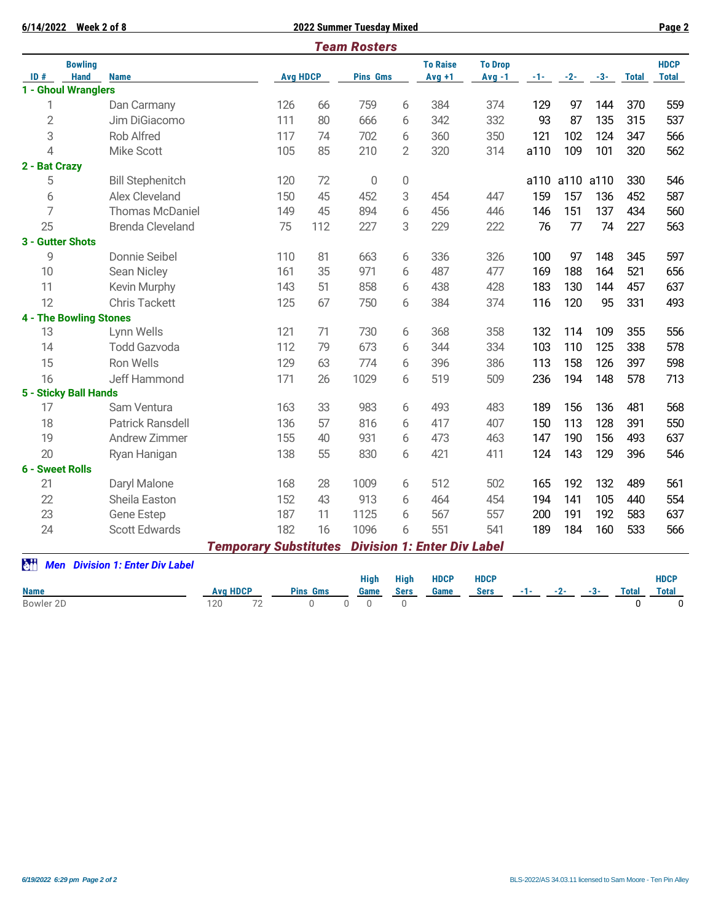## Team Rosters

| ID # | Bowling Hand | Name | Avg | HDCP | Pins | Gms | To Raise Avg +1 | To Drop Avg -1 | -1- | -2- | -3- | Total | HDCP Total |
|---|---|---|---|---|---|---|---|---|---|---|---|---|---|
| **1 - Ghoul Wranglers** | | | | | | | | | | | | | |
| 1 | | Dan Carmany | 126 | 66 | 759 | 6 | 384 | 374 | 129 | 97 | 144 | 370 | 559 |
| 2 | | Jim DiGiacomo | 111 | 80 | 666 | 6 | 342 | 332 | 93 | 87 | 135 | 315 | 537 |
| 3 | | Rob Alfred | 117 | 74 | 702 | 6 | 360 | 350 | 121 | 102 | 124 | 347 | 566 |
| 4 | | Mike Scott | 105 | 85 | 210 | 2 | 320 | 314 | a110 | 109 | 101 | 320 | 562 |
| **2 - Bat Crazy** | | | | | | | | | | | | | |
| 5 | | Bill Stephenitch | 120 | 72 | 0 | 0 | | | a110 | a110 | a110 | 330 | 546 |
| 6 | | Alex Cleveland | 150 | 45 | 452 | 3 | 454 | 447 | 159 | 157 | 136 | 452 | 587 |
| 7 | | Thomas McDaniel | 149 | 45 | 894 | 6 | 456 | 446 | 146 | 151 | 137 | 434 | 560 |
| 25 | | Brenda Cleveland | 75 | 112 | 227 | 3 | 229 | 222 | 76 | 77 | 74 | 227 | 563 |
| **3 - Gutter Shots** | | | | | | | | | | | | | |
| 9 | | Donnie Seibel | 110 | 81 | 663 | 6 | 336 | 326 | 100 | 97 | 148 | 345 | 597 |
| 10 | | Sean Nicley | 161 | 35 | 971 | 6 | 487 | 477 | 169 | 188 | 164 | 521 | 656 |
| 11 | | Kevin Murphy | 143 | 51 | 858 | 6 | 438 | 428 | 183 | 130 | 144 | 457 | 637 |
| 12 | | Chris Tackett | 125 | 67 | 750 | 6 | 384 | 374 | 116 | 120 | 95 | 331 | 493 |
| **4 - The Bowling Stones** | | | | | | | | | | | | | |
| 13 | | Lynn Wells | 121 | 71 | 730 | 6 | 368 | 358 | 132 | 114 | 109 | 355 | 556 |
| 14 | | Todd Gazvoda | 112 | 79 | 673 | 6 | 344 | 334 | 103 | 110 | 125 | 338 | 578 |
| 15 | | Ron Wells | 129 | 63 | 774 | 6 | 396 | 386 | 113 | 158 | 126 | 397 | 598 |
| 16 | | Jeff Hammond | 171 | 26 | 1029 | 6 | 519 | 509 | 236 | 194 | 148 | 578 | 713 |
| **5 - Sticky Ball Hands** | | | | | | | | | | | | | |
| 17 | | Sam Ventura | 163 | 33 | 983 | 6 | 493 | 483 | 189 | 156 | 136 | 481 | 568 |
| 18 | | Patrick Ransdell | 136 | 57 | 816 | 6 | 417 | 407 | 150 | 113 | 128 | 391 | 550 |
| 19 | | Andrew Zimmer | 155 | 40 | 931 | 6 | 473 | 463 | 147 | 190 | 156 | 493 | 637 |
| 20 | | Ryan Hanigan | 138 | 55 | 830 | 6 | 421 | 411 | 124 | 143 | 129 | 396 | 546 |
| **6 - Sweet Rolls** | | | | | | | | | | | | | |
| 21 | | Daryl Malone | 168 | 28 | 1009 | 6 | 512 | 502 | 165 | 192 | 132 | 489 | 561 |
| 22 | | Sheila Easton | 152 | 43 | 913 | 6 | 464 | 454 | 194 | 141 | 105 | 440 | 554 |
| 23 | | Gene Estep | 187 | 11 | 1125 | 6 | 567 | 557 | 200 | 191 | 192 | 583 | 637 |
| 24 | | Scott Edwards | 182 | 16 | 1096 | 6 | 551 | 541 | 189 | 184 | 160 | 533 | 566 |

## Temporary Substitutes Division 1: Enter Div Label

### Men Division 1: Enter Div Label

| Name | Avg | HDCP | Pins | Gms | High Game | High Sers | HDCP Game | HDCP Sers | -1- | -2- | -3- | Total | HDCP Total |
|---|---|---|---|---|---|---|---|---|---|---|---|---|---|
| Bowler 2D | 120 | 72 | 0 | 0 | 0 | 0 | | | | | | 0 | 0 |